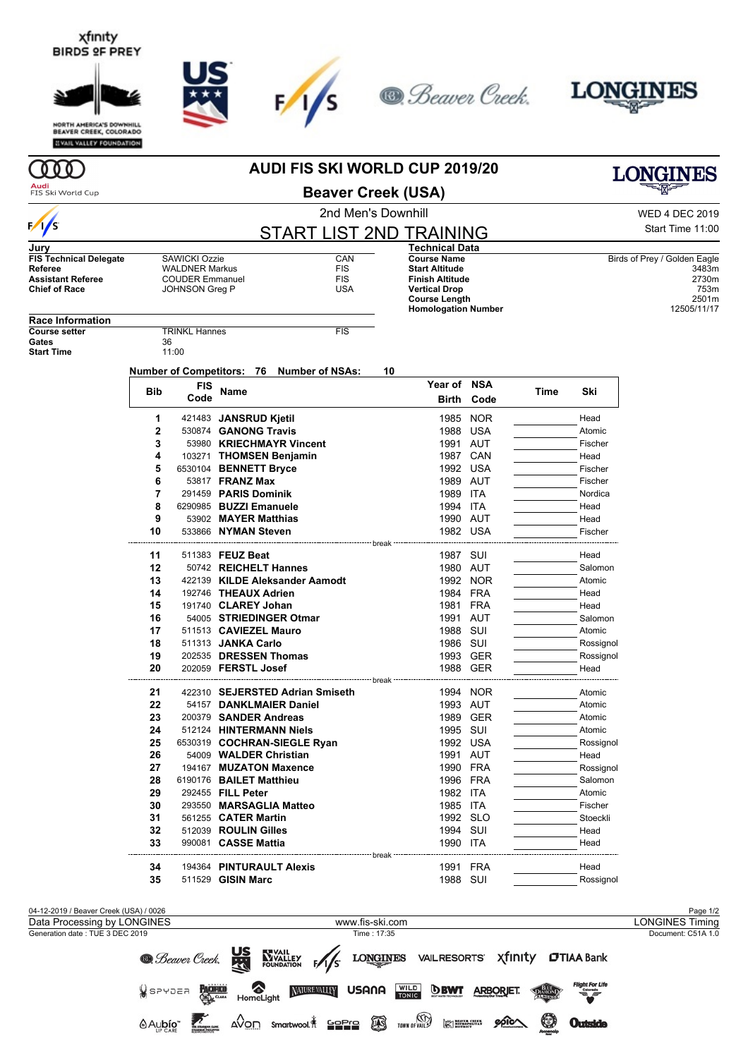# AUDI FIS SKI WORLD CUP 2019/20

## Beaver Creek (USA)

2nd Men's Downhill

WED 4 DEC 2019

Start Time 11:00

## START LIST 2ND TRAINING

**Jury**

| | | |
|---|---|---|
| **FIS Technical Delegate** | SAWICKI Ozzie | CAN |
| **Referee** | WALDNER Markus | FIS |
| **Assistant Referee** | COUDER Emmanuel | FIS |
| **Chief of Race** | JOHNSON Greg P | USA |

**Technical Data**

| | |
|---|---|
| **Course Name** | Birds of Prey / Golden Eagle |
| **Start Altitude** | 3483m |
| **Finish Altitude** | 2730m |
| **Vertical Drop** | 753m |
| **Course Length** | 2501m |
| **Homologation Number** | 12505/11/17 |

**Race Information**

| | | |
|---|---|---|
| **Course setter** | TRINKL Hannes | FIS |
| **Gates** | 36 | |
| **Start Time** | 11:00 | |

**Number of Competitors: 76 Number of NSAs: 10**

| Bib | FIS Code | Name | Year of Birth | NSA Code | Time | Ski |
|---|---|---|---|---|---|---|
| 1 | 421483 | **JANSRUD Kjetil** | 1985 | NOR | | Head |
| 2 | 530874 | **GANONG Travis** | 1988 | USA | | Atomic |
| 3 | 53980 | **KRIECHMAYR Vincent** | 1991 | AUT | | Fischer |
| 4 | 103271 | **THOMSEN Benjamin** | 1987 | CAN | | Head |
| 5 | 6530104 | **BENNETT Bryce** | 1992 | USA | | Fischer |
| 6 | 53817 | **FRANZ Max** | 1989 | AUT | | Fischer |
| 7 | 291459 | **PARIS Dominik** | 1989 | ITA | | Nordica |
| 8 | 6290985 | **BUZZI Emanuele** | 1994 | ITA | | Head |
| 9 | 53902 | **MAYER Matthias** | 1990 | AUT | | Head |
| 10 | 533866 | **NYMAN Steven** | 1982 | USA | | Fischer |
| | | break | | | | |
| 11 | 511383 | **FEUZ Beat** | 1987 | SUI | | Head |
| 12 | 50742 | **REICHELT Hannes** | 1980 | AUT | | Salomon |
| 13 | 422139 | **KILDE Aleksander Aamodt** | 1992 | NOR | | Atomic |
| 14 | 192746 | **THEAUX Adrien** | 1984 | FRA | | Head |
| 15 | 191740 | **CLAREY Johan** | 1981 | FRA | | Head |
| 16 | 54005 | **STRIEDINGER Otmar** | 1991 | AUT | | Salomon |
| 17 | 511513 | **CAVIEZEL Mauro** | 1988 | SUI | | Atomic |
| 18 | 511313 | **JANKA Carlo** | 1986 | SUI | | Rossignol |
| 19 | 202535 | **DRESSEN Thomas** | 1993 | GER | | Rossignol |
| 20 | 202059 | **FERSTL Josef** | 1988 | GER | | Head |
| | | break | | | | |
| 21 | 422310 | **SEJERSTED Adrian Smiseth** | 1994 | NOR | | Atomic |
| 22 | 54157 | **DANKLMAIER Daniel** | 1993 | AUT | | Atomic |
| 23 | 200379 | **SANDER Andreas** | 1989 | GER | | Atomic |
| 24 | 512124 | **HINTERMANN Niels** | 1995 | SUI | | Atomic |
| 25 | 6530319 | **COCHRAN-SIEGLE Ryan** | 1992 | USA | | Rossignol |
| 26 | 54009 | **WALDER Christian** | 1991 | AUT | | Head |
| 27 | 194167 | **MUZATON Maxence** | 1990 | FRA | | Rossignol |
| 28 | 6190176 | **BAILET Matthieu** | 1996 | FRA | | Salomon |
| 29 | 292455 | **FILL Peter** | 1982 | ITA | | Atomic |
| 30 | 293550 | **MARSAGLIA Matteo** | 1985 | ITA | | Fischer |
| 31 | 561255 | **CATER Martin** | 1992 | SLO | | Stoeckli |
| 32 | 512039 | **ROULIN Gilles** | 1994 | SUI | | Head |
| 33 | 990081 | **CASSE Mattia** | 1990 | ITA | | Head |
| | | break | | | | |
| 34 | 194364 | **PINTURAULT Alexis** | 1991 | FRA | | Head |
| 35 | 511529 | **GISIN Marc** | 1988 | SUI | | Rossignol |

04-12-2019 / Beaver Creek (USA) / 0026

Data Processing by LONGINES — www.fis-ski.com — LONGINES Timing

Generation date : TUE 3 DEC 2019 — Time : 17:35 — Document: C51A 1.0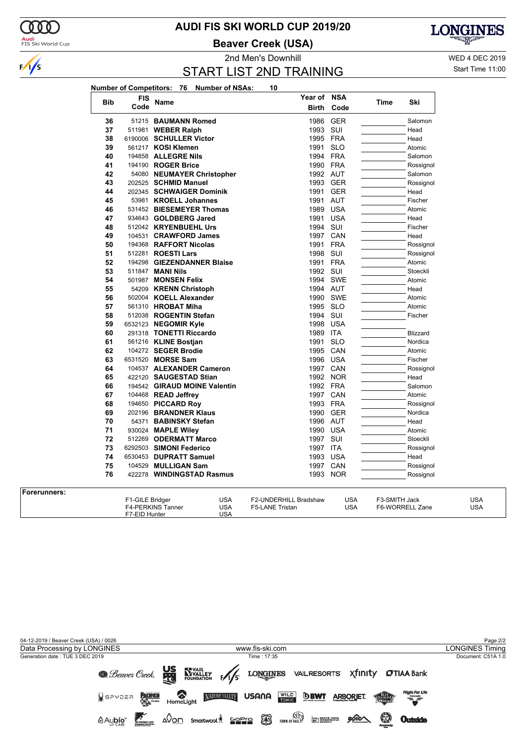# AUDI FIS SKI WORLD CUP 2019/20

## Beaver Creek (USA)

2nd Men's Downhill

WED 4 DEC 2019

## START LIST 2ND TRAINING

Start Time 11:00

**Number of Competitors: 76 Number of NSAs: 10**

| Bib | FIS Code | Name | Year of Birth | NSA Code | Time | Ski |
|---|---|---|---|---|---|---|
| 36 | 51215 | **BAUMANN Romed** | 1986 | GER | | Salomon |
| 37 | 511981 | **WEBER Ralph** | 1993 | SUI | | Head |
| 38 | 6190006 | **SCHULLER Victor** | 1995 | FRA | | Head |
| 39 | 561217 | **KOSI Klemen** | 1991 | SLO | | Atomic |
| 40 | 194858 | **ALLEGRE Nils** | 1994 | FRA | | Salomon |
| 41 | 194190 | **ROGER Brice** | 1990 | FRA | | Rossignol |
| 42 | 54080 | **NEUMAYER Christopher** | 1992 | AUT | | Salomon |
| 43 | 202525 | **SCHMID Manuel** | 1993 | GER | | Rossignol |
| 44 | 202345 | **SCHWAIGER Dominik** | 1991 | GER | | Head |
| 45 | 53981 | **KROELL Johannes** | 1991 | AUT | | Fischer |
| 46 | 531452 | **BIESEMEYER Thomas** | 1989 | USA | | Atomic |
| 47 | 934643 | **GOLDBERG Jared** | 1991 | USA | | Head |
| 48 | 512042 | **KRYENBUEHL Urs** | 1994 | SUI | | Fischer |
| 49 | 104531 | **CRAWFORD James** | 1997 | CAN | | Head |
| 50 | 194368 | **RAFFORT Nicolas** | 1991 | FRA | | Rossignol |
| 51 | 512281 | **ROESTI Lars** | 1998 | SUI | | Rossignol |
| 52 | 194298 | **GIEZENDANNER Blaise** | 1991 | FRA | | Atomic |
| 53 | 511847 | **MANI Nils** | 1992 | SUI | | Stoeckli |
| 54 | 501987 | **MONSEN Felix** | 1994 | SWE | | Atomic |
| 55 | 54209 | **KRENN Christoph** | 1994 | AUT | | Head |
| 56 | 502004 | **KOELL Alexander** | 1990 | SWE | | Atomic |
| 57 | 561310 | **HROBAT Miha** | 1995 | SLO | | Atomic |
| 58 | 512038 | **ROGENTIN Stefan** | 1994 | SUI | | Fischer |
| 59 | 6532123 | **NEGOMIR Kyle** | 1998 | USA | | |
| 60 | 291318 | **TONETTI Riccardo** | 1989 | ITA | | Blizzard |
| 61 | 561216 | **KLINE Bostjan** | 1991 | SLO | | Nordica |
| 62 | 104272 | **SEGER Brodie** | 1995 | CAN | | Atomic |
| 63 | 6531520 | **MORSE Sam** | 1996 | USA | | Fischer |
| 64 | 104537 | **ALEXANDER Cameron** | 1997 | CAN | | Rossignol |
| 65 | 422120 | **SAUGESTAD Stian** | 1992 | NOR | | Head |
| 66 | 194542 | **GIRAUD MOINE Valentin** | 1992 | FRA | | Salomon |
| 67 | 104468 | **READ Jeffrey** | 1997 | CAN | | Atomic |
| 68 | 194650 | **PICCARD Roy** | 1993 | FRA | | Rossignol |
| 69 | 202196 | **BRANDNER Klaus** | 1990 | GER | | Nordica |
| 70 | 54371 | **BABINSKY Stefan** | 1996 | AUT | | Head |
| 71 | 930024 | **MAPLE Wiley** | 1990 | USA | | Atomic |
| 72 | 512269 | **ODERMATT Marco** | 1997 | SUI | | Stoeckli |
| 73 | 6292503 | **SIMONI Federico** | 1997 | ITA | | Rossignol |
| 74 | 6530453 | **DUPRATT Samuel** | 1993 | USA | | Head |
| 75 | 104529 | **MULLIGAN Sam** | 1997 | CAN | | Rossignol |
| 76 | 422278 | **WINDINGSTAD Rasmus** | 1993 | NOR | | Rossignol |

**Forerunners:**

| | | | | | |
|---|---|---|---|---|---|
| F1-GILE Bridger | USA | F2-UNDERHILL Bradshaw | USA | F3-SMITH Jack | USA |
| F4-PERKINS Tanner | USA | F5-LANE Tristan | USA | F6-WORRELL Zane | USA |
| F7-EID Hunter | USA | | | | |

04-12-2019 / Beaver Creek (USA) / 0026

Data Processing by LONGINES — www.fis-ski.com — LONGINES Timing

Generation date : TUE 3 DEC 2019 — Time : 17:35 — Document: C51A 1.0